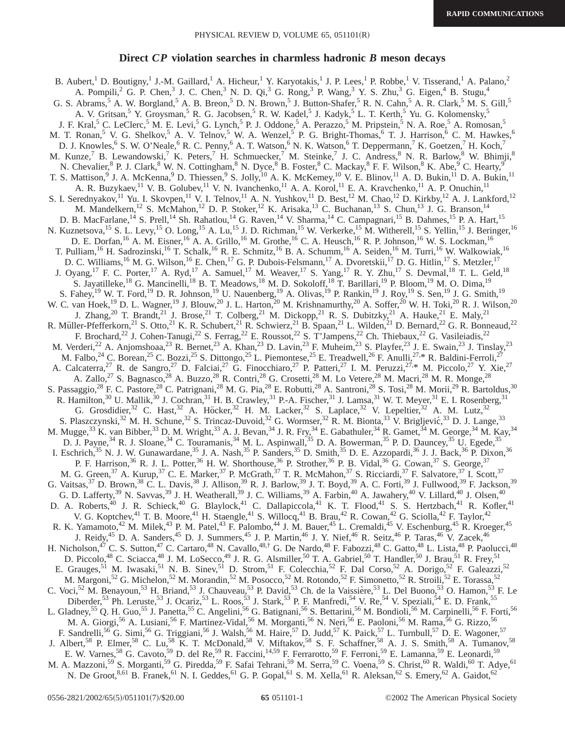# Direct *CP* violation searches in charmless hadronic *B* meson decays

B. Aubert,[1] D. Boutigny,[1] J.-M. Gaillard,[1] A. Hicheur,[1] Y. Karyotakis,[1] J. P. Lees,[1] P. Robbe,[1] V. Tisserand,[1] A. Palano,[2] A. Pompili,[2] G. P. Chen,[3] J. C. Chen,[3] N. D. Qi,[3] G. Rong,[3] P. Wang,[3] Y. S. Zhu,[3] G. Eigen,[4] B. Stugu,[4] G. S. Abrams,[5] A. W. Borgland,[5] A. B. Breon,[5] D. N. Brown,[5] J. Button-Shafer,[5] R. N. Cahn,[5] A. R. Clark,[5] M. S. Gill,[5] A. V. Gritsan,[5] Y. Groysman,[5] R. G. Jacobsen,[5] R. W. Kadel,[5] J. Kadyk,[5] L. T. Kerth,[5] Yu. G. Kolomensky,[5] J. F. Kral,[5] C. LeClerc,[5] M. E. Levi,[5] G. Lynch,[5] P. J. Oddone,[5] A. Perazzo,[5] M. Pripstein,[5] N. A. Roe,[5] A. Romosan,[5] M. T. Ronan,[5] V. G. Shelkov,[5] A. V. Telnov,[5] W. A. Wenzel,[5] P. G. Bright-Thomas,[6] T. J. Harrison,[6] C. M. Hawkes,[6] D. J. Knowles,[6] S. W. O'Neale,[6] R. C. Penny,[6] A. T. Watson,[6] N. K. Watson,[6] T. Deppermann,[7] K. Goetzen,[7] H. Koch,[7] M. Kunze,[7] B. Lewandowski,[7] K. Peters,[7] H. Schmuecker,[7] M. Steinke,[7] J. C. Andress,[8] N. R. Barlow,[8] W. Bhimji,[8] N. Chevalier,[8] P. J. Clark,[8] W. N. Cottingham,[8] N. Dyce,[8] B. Foster,[8] C. Mackay,[8] F. F. Wilson,[8] K. Abe,[9] C. Hearty,[9] T. S. Mattison,[9] J. A. McKenna,[9] D. Thiessen,[9] S. Jolly,[10] A. K. McKemey,[10] V. E. Blinov,[11] A. D. Bukin,[11] D. A. Bukin,[11] A. R. Buzykaev,[11] V. B. Golubev,[11] V. N. Ivanchenko,[11] A. A. Korol,[11] E. A. Kravchenko,[11] A. P. Onuchin,[11] S. I. Serednyakov,[11] Yu. I. Skovpen,[11] V. I. Telnov,[11] A. N. Yushkov,[11] D. Best,[12] M. Chao,[12] D. Kirkby,[12] A. J. Lankford,[12] M. Mandelkern,[12] S. McMahon,[12] D. P. Stoker,[12] K. Arisaka,[13] C. Buchanan,[13] S. Chun,[13] J. G. Branson,[14] D. B. MacFarlane,[14] S. Prell,[14] Sh. Rahatlou,[14] G. Raven,[14] V. Sharma,[14] C. Campagnari,[15] B. Dahmes,[15] P. A. Hart,[15] N. Kuznetsova,[15] S. L. Levy,[15] O. Long,[15] A. Lu,[15] J. D. Richman,[15] W. Verkerke,[15] M. Witherell,[15] S. Yellin,[15] J. Beringer,[16] D. E. Dorfan,[16] A. M. Eisner,[16] A. A. Grillo,[16] M. Grothe,[16] C. A. Heusch,[16] R. P. Johnson,[16] W. S. Lockman,[16] T. Pulliam,[16] H. Sadrozinski,[16] T. Schalk,[16] R. E. Schmitz,[16] B. A. Schumm,[16] A. Seiden,[16] M. Turri,[16] W. Walkowiak,[16] D. C. Williams,[16] M. G. Wilson,[16] E. Chen,[17] G. P. Dubois-Felsmann,[17] A. Dvoretskii,[17] D. G. Hitlin,[17] S. Metzler,[17] J. Oyang,[17] F. C. Porter,[17] A. Ryd,[17] A. Samuel,[17] M. Weaver,[17] S. Yang,[17] R. Y. Zhu,[17] S. Devmal,[18] T. L. Geld,[18] S. Jayatilleke,[18] G. Mancinelli,[18] B. T. Meadows,[18] M. D. Sokoloff,[18] T. Barillari,[19] P. Bloom,[19] M. O. Dima,[19] S. Fahey,[19] W. T. Ford,[19] D. R. Johnson,[19] U. Nauenberg,[19] A. Olivas,[19] P. Rankin,[19] J. Roy,[19] S. Sen,[19] J. G. Smith,[19] W. C. van Hoek,[19] D. L. Wagner,[19] J. Blouw,[20] J. L. Harton,[20] M. Krishnamurthy,[20] A. Soffer,[20] W. H. Toki,[20] R. J. Wilson,[20] J. Zhang,[20] T. Brandt,[21] J. Brose,[21] T. Colberg,[21] M. Dickopp,[21] R. S. Dubitzky,[21] A. Hauke,[21] E. Maly,[21] R. Müller-Pfefferkorn,[21] S. Otto,[21] K. R. Schubert,[21] R. Schwierz,[21] B. Spaan,[21] L. Wilden,[21] D. Bernard,[22] G. R. Bonneaud,[22] F. Brochard,[22] J. Cohen-Tanugi,[22] S. Ferrag,[22] E. Roussot,[22] S. T'Jampens,[22] Ch. Thiebaux,[22] G. Vasileiadis,[22] M. Verderi,[22] A. Anjomshoaa,[23] R. Bernet,[23] A. Khan,[23] D. Lavin,[23] F. Muheim,[23] S. Playfer,[23] J. E. Swain,[23] J. Tinslay,[23] M. Falbo,[24] C. Borean,[25] C. Bozzi,[25] S. Dittongo,[25] L. Piemontese,[25] E. Treadwell,[26] F. Anulli,[27,*] R. Baldini-Ferroli,[27] A. Calcaterra,[27] R. de Sangro,[27] D. Falciai,[27] G. Finocchiaro,[27] P. Patteri,[27] I. M. Peruzzi,[27,*] M. Piccolo,[27] Y. Xie,[27] A. Zallo,[27] S. Bagnasco,[28] A. Buzzo,[28] R. Contri,[28] G. Crosetti,[28] M. Lo Vetere,[28] M. Macri,[28] M. R. Monge,[28] S. Passaggio,[28] F. C. Pastore,[28] C. Patrignani,[28] M. G. Pia,[28] E. Robutti,[28] A. Santroni,[28] S. Tosi,[28] M. Morii,[29] R. Bartoldus,[30] R. Hamilton,[30] U. Mallik,[30] J. Cochran,[31] H. B. Crawley,[31] P.-A. Fischer,[31] J. Lamsa,[31] W. T. Meyer,[31] E. I. Rosenberg,[31] G. Grosdidier,[32] C. Hast,[32] A. Höcker,[32] H. M. Lacker,[32] S. Laplace,[32] V. Lepeltier,[32] A. M. Lutz,[32] S. Plaszczynski,[32] M. H. Schune,[32] S. Trincaz-Duvoid,[32] G. Wormser,[32] R. M. Bionta,[33] V. Brigljević,[33] D. J. Lange,[33] M. Mugge,[33] K. van Bibber,[33] D. M. Wright,[33] A. J. Bevan,[34] J. R. Fry,[34] E. Gabathuler,[34] R. Gamet,[34] M. George,[34] M. Kay,[34] D. J. Payne,[34] R. J. Sloane,[34] C. Touramanis,[34] M. L. Aspinwall,[35] D. A. Bowerman,[35] P. D. Dauncey,[35] U. Egede,[35] I. Eschrich,[35] N. J. W. Gunawardane,[35] J. A. Nash,[35] P. Sanders,[35] D. Smith,[35] D. E. Azzopardi,[36] J. J. Back,[36] P. Dixon,[36] P. F. Harrison,[36] R. J. L. Potter,[36] H. W. Shorthouse,[36] P. Strother,[36] P. B. Vidal,[36] G. Cowan,[37] S. George,[37] M. G. Green,[37] A. Kurup,[37] C. E. Marker,[37] P. McGrath,[37] T. R. McMahon,[37] S. Ricciardi,[37] F. Salvatore,[37] I. Scott,[37] G. Vaitsas,[37] D. Brown,[38] C. L. Davis,[38] J. Allison,[39] R. J. Barlow,[39] J. T. Boyd,[39] A. C. Forti,[39] J. Fullwood,[39] F. Jackson,[39] G. D. Lafferty,[39] N. Savvas,[39] J. H. Weatherall,[39] J. C. Williams,[39] A. Farbin,[40] A. Jawahery,[40] V. Lillard,[40] J. Olsen,[40] D. A. Roberts,[40] J. R. Schieck,[40] G. Blaylock,[41] C. Dallapiccola,[41] K. T. Flood,[41] S. S. Hertzbach,[41] R. Kofler,[41] V. G. Koptchev,[41] T. B. Moore,[41] H. Staengle,[41] S. Willocq,[41] B. Brau,[42] R. Cowan,[42] G. Sciolla,[42] F. Taylor,[42] R. K. Yamamoto,[42] M. Milek,[43] P. M. Patel,[43] F. Palombo,[44] J. M. Bauer,[45] L. Cremaldi,[45] V. Eschenburg,[45] R. Kroeger,[45] J. Reidy,[45] D. A. Sanders,[45] D. J. Summers,[45] J. P. Martin,[46] J. Y. Nief,[46] R. Seitz,[46] P. Taras,[46] V. Zacek,[46] H. Nicholson,[47] C. S. Sutton,[47] C. Cartaro,[48] N. Cavallo,[48,†] G. De Nardo,[48] F. Fabozzi,[48] C. Gatto,[48] L. Lista,[48] P. Paolucci,[48] D. Piccolo,[48] C. Sciacca,[48] J. M. LoSecco,[49] J. R. G. Alsmiller,[50] T. A. Gabriel,[50] T. Handler,[50] J. Brau,[51] R. Frey,[51] E. Grauges,[51] M. Iwasaki,[51] N. B. Sinev,[51] D. Strom,[51] F. Colecchia,[52] F. Dal Corso,[52] A. Dorigo,[52] F. Galeazzi,[52] M. Margoni,[52] G. Michelon,[52] M. Morandin,[52] M. Posocco,[52] M. Rotondo,[52] F. Simonetto,[52] R. Stroili,[52] E. Torassa,[52] C. Voci,[52] M. Benayoun,[53] H. Briand,[53] J. Chauveau,[53] P. David,[53] Ch. de la Vaissière,[53] L. Del Buono,[53] O. Hamon,[53] F. Le Diberder,[53] Ph. Leruste,[53] J. Ocariz,[53] L. Roos,[53] J. Stark,[53] P. F. Manfredi,[54] V. Re,[54] V. Speziali,[54] E. D. Frank,[55] L. Gladney,[55] Q. H. Guo,[55] J. Panetta,[55] C. Angelini,[56] G. Batignani,[56] S. Bettarini,[56] M. Bondioli,[56] M. Carpinelli,[56] F. Forti,[56] M. A. Giorgi,[56] A. Lusiani,[56] F. Martinez-Vidal,[56] M. Morganti,[56] N. Neri,[56] E. Paoloni,[56] M. Rama,[56] G. Rizzo,[56] F. Sandrelli,[56] G. Simi,[56] G. Triggiani,[56] J. Walsh,[56] M. Haire,[57] D. Judd,[57] K. Paick,[57] L. Turnbull,[57] D. E. Wagoner,[57] J. Albert,[58] P. Elmer,[58] C. Lu,[58] K. T. McDonald,[58] V. Miftakov,[58] S. F. Schaffner,[58] A. J. S. Smith,[58] A. Tumanov,[58] E. W. Varnes,[58] G. Cavoto,[59] D. del Re,[59] R. Faccini,[14,59] F. Ferrarotto,[59] F. Ferroni,[59] E. Lamanna,[59] E. Leonardi,[59] M. A. Mazzoni,[59] S. Morganti,[59] G. Piredda,[59] F. Safai Tehrani,[59] M. Serra,[59] C. Voena,[59] S. Christ,[60] R. Waldi,[60] T. Adye,[61] N. De Groot,[8,61] B. Franek,[61] N. I. Geddes,[61] G. P. Gopal,[61] S. M. Xella,[61] R. Aleksan,[62] S. Emery,[62] A. Gaidot,[62]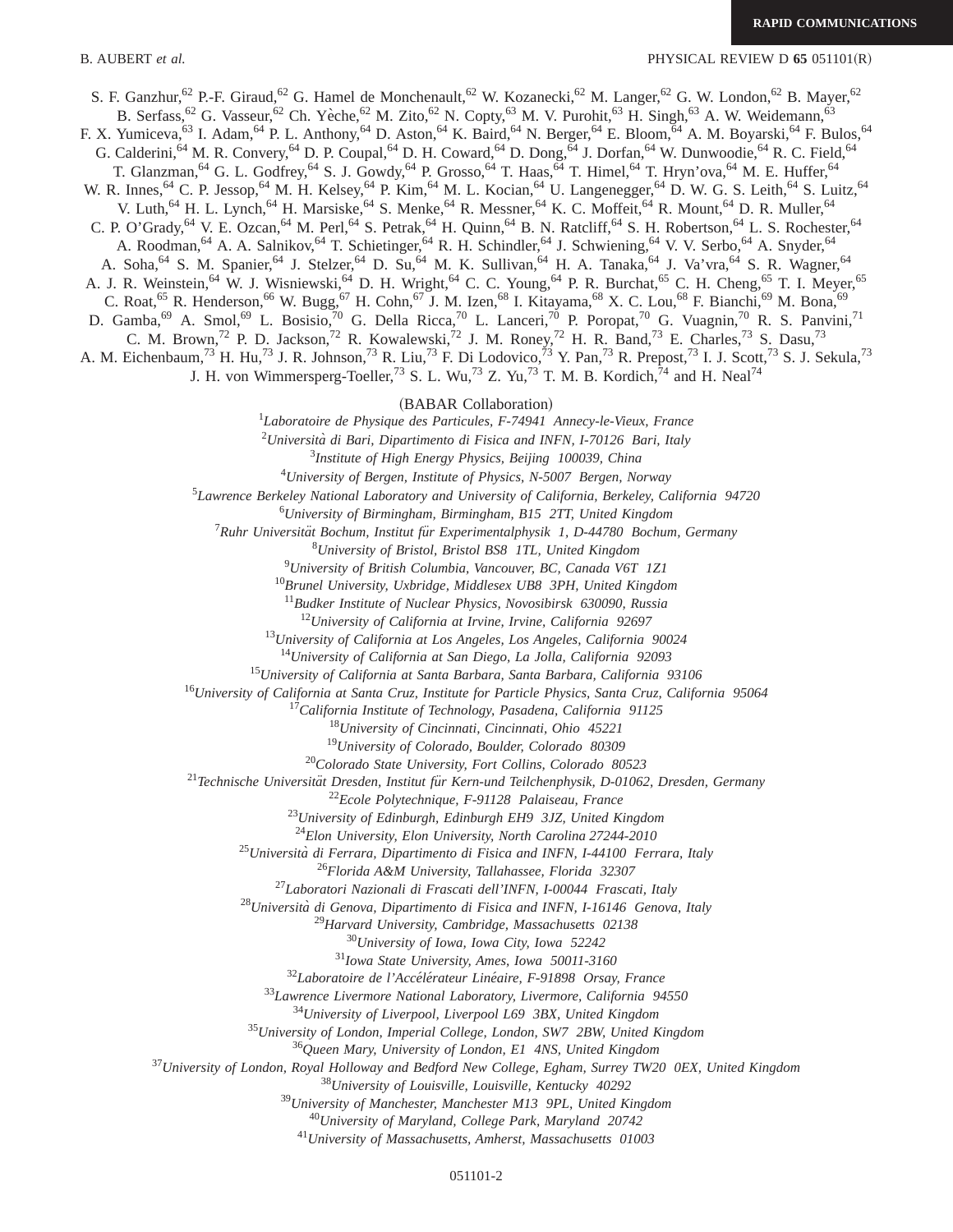S. F. Ganzhur,[62] P.-F. Giraud,[62] G. Hamel de Monchenault,[62] W. Kozanecki,[62] M. Langer,[62] G. W. London,[62] B. Mayer,[62] B. Serfass,[62] G. Vasseur,[62] Ch. Yèche,[62] M. Zito,[62] N. Copty,[63] M. V. Purohit,[63] H. Singh,[63] A. W. Weidemann,[63] F. X. Yumiceva,[63] I. Adam,[64] P. L. Anthony,[64] D. Aston,[64] K. Baird,[64] N. Berger,[64] E. Bloom,[64] A. M. Boyarski,[64] F. Bulos,[64] G. Calderini,[64] M. R. Convery,[64] D. P. Coupal,[64] D. H. Coward,[64] D. Dong,[64] J. Dorfan,[64] W. Dunwoodie,[64] R. C. Field,[64] T. Glanzman,[64] G. L. Godfrey,[64] S. J. Gowdy,[64] P. Grosso,[64] T. Haas,[64] T. Himel,[64] T. Hryn'ova,[64] M. E. Huffer,[64] W. R. Innes,[64] C. P. Jessop,[64] M. H. Kelsey,[64] P. Kim,[64] M. L. Kocian,[64] U. Langenegger,[64] D. W. G. S. Leith,[64] S. Luitz,[64] V. Luth,[64] H. L. Lynch,[64] H. Marsiske,[64] S. Menke,[64] R. Messner,[64] K. C. Moffeit,[64] R. Mount,[64] D. R. Muller,[64] C. P. O'Grady,[64] V. E. Ozcan,[64] M. Perl,[64] S. Petrak,[64] H. Quinn,[64] B. N. Ratcliff,[64] S. H. Robertson,[64] L. S. Rochester,[64] A. Roodman,[64] A. A. Salnikov,[64] T. Schietinger,[64] R. H. Schindler,[64] J. Schwiening,[64] V. V. Serbo,[64] A. Snyder,[64] A. Soha,[64] S. M. Spanier,[64] J. Stelzer,[64] D. Su,[64] M. K. Sullivan,[64] H. A. Tanaka,[64] J. Va'vra,[64] S. R. Wagner,[64] A. J. R. Weinstein,[64] W. J. Wisniewski,[64] D. H. Wright,[64] C. C. Young,[64] P. R. Burchat,[65] C. H. Cheng,[65] T. I. Meyer,[65] C. Roat,[65] R. Henderson,[66] W. Bugg,[67] H. Cohn,[67] J. M. Izen,[68] I. Kitayama,[68] X. C. Lou,[68] F. Bianchi,[69] M. Bona,[69] D. Gamba,[69] A. Smol,[69] L. Bosisio,[70] G. Della Ricca,[70] L. Lanceri,[70] P. Poropat,[70] G. Vuagnin,[70] R. S. Panvini,[71] C. M. Brown,[72] P. D. Jackson,[72] R. Kowalewski,[72] J. M. Roney,[72] H. R. Band,[73] E. Charles,[73] S. Dasu,[73] A. M. Eichenbaum,[73] H. Hu,[73] J. R. Johnson,[73] R. Liu,[73] F. Di Lodovico,[73] Y. Pan,[73] R. Prepost,[73] I. J. Scott,[73] S. J. Sekula,[73] J. H. von Wimmersperg-Toeller,[73] S. L. Wu,[73] Z. Yu,[73] T. M. B. Kordich,[74] and H. Neal[74]

(BABAR Collaboration)

[1]*Laboratoire de Physique des Particules, F-74941 Annecy-le-Vieux, France*
[2]*Università di Bari, Dipartimento di Fisica and INFN, I-70126 Bari, Italy*
[3]*Institute of High Energy Physics, Beijing 100039, China*
[4]*University of Bergen, Institute of Physics, N-5007 Bergen, Norway*
[5]*Lawrence Berkeley National Laboratory and University of California, Berkeley, California 94720*
[6]*University of Birmingham, Birmingham, B15 2TT, United Kingdom*
[7]*Ruhr Universität Bochum, Institut für Experimentalphysik 1, D-44780 Bochum, Germany*
[8]*University of Bristol, Bristol BS8 1TL, United Kingdom*
[9]*University of British Columbia, Vancouver, BC, Canada V6T 1Z1*
[10]*Brunel University, Uxbridge, Middlesex UB8 3PH, United Kingdom*
[11]*Budker Institute of Nuclear Physics, Novosibirsk 630090, Russia*
[12]*University of California at Irvine, Irvine, California 92697*
[13]*University of California at Los Angeles, Los Angeles, California 90024*
[14]*University of California at San Diego, La Jolla, California 92093*
[15]*University of California at Santa Barbara, Santa Barbara, California 93106*
[16]*University of California at Santa Cruz, Institute for Particle Physics, Santa Cruz, California 95064*
[17]*California Institute of Technology, Pasadena, California 91125*
[18]*University of Cincinnati, Cincinnati, Ohio 45221*
[19]*University of Colorado, Boulder, Colorado 80309*
[20]*Colorado State University, Fort Collins, Colorado 80523*
[21]*Technische Universität Dresden, Institut für Kern-und Teilchenphysik, D-01062, Dresden, Germany*
[22]*Ecole Polytechnique, F-91128 Palaiseau, France*
[23]*University of Edinburgh, Edinburgh EH9 3JZ, United Kingdom*
[24]*Elon University, Elon University, North Carolina 27244-2010*
[25]*Università di Ferrara, Dipartimento di Fisica and INFN, I-44100 Ferrara, Italy*
[26]*Florida A&M University, Tallahassee, Florida 32307*
[27]*Laboratori Nazionali di Frascati dell'INFN, I-00044 Frascati, Italy*
[28]*Università di Genova, Dipartimento di Fisica and INFN, I-16146 Genova, Italy*
[29]*Harvard University, Cambridge, Massachusetts 02138*
[30]*University of Iowa, Iowa City, Iowa 52242*
[31]*Iowa State University, Ames, Iowa 50011-3160*
[32]*Laboratoire de l'Accélérateur Linéaire, F-91898 Orsay, France*
[33]*Lawrence Livermore National Laboratory, Livermore, California 94550*
[34]*University of Liverpool, Liverpool L69 3BX, United Kingdom*
[35]*University of London, Imperial College, London, SW7 2BW, United Kingdom*
[36]*Queen Mary, University of London, E1 4NS, United Kingdom*
[37]*University of London, Royal Holloway and Bedford New College, Egham, Surrey TW20 0EX, United Kingdom*
[38]*University of Louisville, Louisville, Kentucky 40292*
[39]*University of Manchester, Manchester M13 9PL, United Kingdom*
[40]*University of Maryland, College Park, Maryland 20742*
[41]*University of Massachusetts, Amherst, Massachusetts 01003*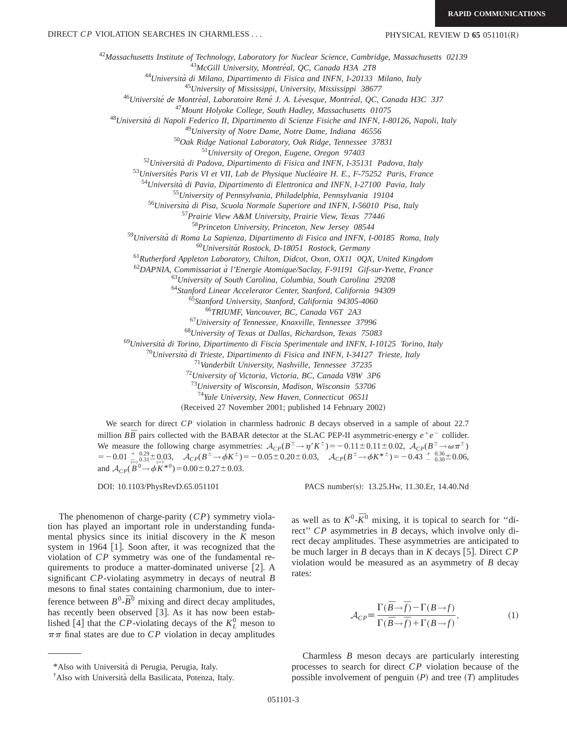[42]*Massachusetts Institute of Technology, Laboratory for Nuclear Science, Cambridge, Massachusetts 02139*
[43]*McGill University, Montréal, QC, Canada H3A 2T8*
[44]*Università di Milano, Dipartimento di Fisica and INFN, I-20133 Milano, Italy*
[45]*University of Mississippi, University, Mississippi 38677*
[46]*Université de Montréal, Laboratoire René J. A. Lévesque, Montréal, QC, Canada H3C 3J7*
[47]*Mount Holyoke College, South Hadley, Massachusetts 01075*
[48]*Università di Napoli Federico II, Dipartimento di Scienze Fisiche and INFN, I-80126, Napoli, Italy*
[49]*University of Notre Dame, Notre Dame, Indiana 46556*
[50]*Oak Ridge National Laboratory, Oak Ridge, Tennessee 37831*
[51]*University of Oregon, Eugene, Oregon 97403*
[52]*Università di Padova, Dipartimento di Fisica and INFN, I-35131 Padova, Italy*
[53]*Universités Paris VI et VII, Lab de Physique Nucléaire H. E., F-75252 Paris, France*
[54]*Università di Pavia, Dipartimento di Elettronica and INFN, I-27100 Pavia, Italy*
[55]*University of Pennsylvania, Philadelphia, Pennsylvania 19104*
[56]*Università di Pisa, Scuola Normale Superiore and INFN, I-56010 Pisa, Italy*
[57]*Prairie View A&M University, Prairie View, Texas 77446*
[58]*Princeton University, Princeton, New Jersey 08544*
[59]*Università di Roma La Sapienza, Dipartimento di Fisica and INFN, I-00185 Roma, Italy*
[60]*Universität Rostock, D-18051 Rostock, Germany*
[61]*Rutherford Appleton Laboratory, Chilton, Didcot, Oxon, OX11 0QX, United Kingdom*
[62]*DAPNIA, Commissariat à l'Energie Atomique/Saclay, F-91191 Gif-sur-Yvette, France*
[63]*University of South Carolina, Columbia, South Carolina 29208*
[64]*Stanford Linear Accelerator Center, Stanford, California 94309*
[65]*Stanford University, Stanford, California 94305-4060*
[66]*TRIUMF, Vancouver, BC, Canada V6T 2A3*
[67]*University of Tennessee, Knoxville, Tennessee 37996*
[68]*University of Texas at Dallas, Richardson, Texas 75083*
[69]*Università di Torino, Dipartimento di Fiscia Sperimentale and INFN, I-10125 Torino, Italy*
[70]*Università di Trieste, Dipartimento di Fisica and INFN, I-34127 Trieste, Italy*
[71]*Vanderbilt University, Nashville, Tennessee 37235*
[72]*University of Victoria, Victoria, BC, Canada V8W 3P6*
[73]*University of Wisconsin, Madison, Wisconsin 53706*
[74]*Yale University, New Haven, Connecticut 06511*

(Received 27 November 2001; published 14 February 2002)

We search for direct $CP$ violation in charmless hadronic $B$ decays observed in a sample of about 22.7 million $B\bar{B}$ pairs collected with the BABAR detector at the SLAC PEP-II asymmetric-energy $e^+e^-$ collider. We measure the following charge asymmetries: $\mathcal{A}_{CP}(B^\pm\to\eta' K^\pm) = -0.11\pm0.11\pm0.02$, $\mathcal{A}_{CP}(B^\pm\to\omega\pi^\pm) = -0.01\,^{+\,0.29}_{-\,0.31}\pm0.03$, $\mathcal{A}_{CP}(B^\pm\to\phi K^\pm) = -0.05\pm0.20\pm0.03$, $\mathcal{A}_{CP}(B^\pm\to\phi K^{*\pm}) = -0.43\,^{+\,0.36}_{-\,0.30}\pm0.06$, and $\mathcal{A}_{CP}(\overset{(-)}{B}{}^0\to\phi \overset{(-)}{K}{}^{*0}) = 0.00\pm0.27\pm0.03$.

DOI: 10.1103/PhysRevD.65.051101 PACS number(s): 13.25.Hw, 11.30.Er, 14.40.Nd

The phenomenon of charge-parity ($CP$) symmetry violation has played an important role in understanding fundamental physics since its initial discovery in the $K$ meson system in 1964 [1]. Soon after, it was recognized that the violation of $CP$ symmetry was one of the fundamental requirements to produce a matter-dominated universe [2]. A significant $CP$-violating asymmetry in decays of neutral $B$ mesons to final states containing charmonium, due to interference between $B^0$-$\bar{B}^0$ mixing and direct decay amplitudes, has recently been observed [3]. As it has now been established [4] that the $CP$-violating decays of the $K_L^0$ meson to $\pi\pi$ final states are due to $CP$ violation in decay amplitudes as well as to $K^0$-$\bar{K}^0$ mixing, it is topical to search for "direct" $CP$ asymmetries in $B$ decays, which involve only direct decay amplitudes. These asymmetries are anticipated to be much larger in $B$ decays than in $K$ decays [5]. Direct $CP$ violation would be measured as an asymmetry of $B$ decay rates:

$$\mathcal{A}_{CP} \equiv \frac{\Gamma(\bar{B}\to\bar{f}) - \Gamma(B\to f)}{\Gamma(\bar{B}\to\bar{f}) + \Gamma(B\to f)}. \tag{1}$$

Charmless $B$ meson decays are particularly interesting processes to search for direct $CP$ violation because of the possible involvement of penguin ($P$) and tree ($T$) amplitudes

*Also with Università di Perugia, Perugia, Italy.
†Also with Università della Basilicata, Potenza, Italy.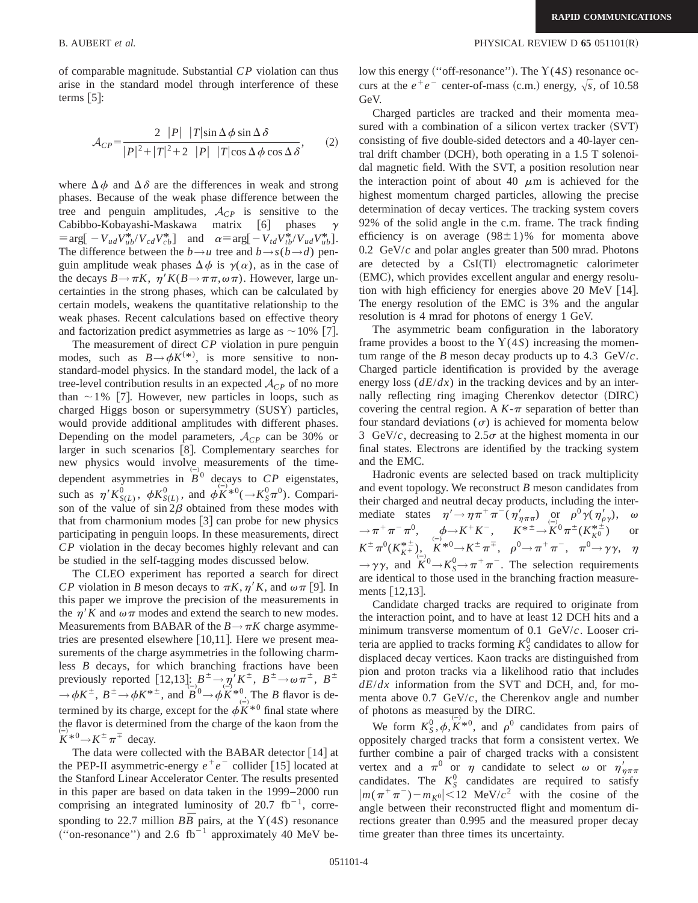of comparable magnitude. Substantial *CP* violation can thus arise in the standard model through interference of these terms [5]:

$$\mathcal{A}_{CP} = \frac{2\ |P|\ \ |T| \sin \Delta \phi \sin \Delta \delta}{|P|^2 + |T|^2 + 2\ \ |P|\ \ |T| \cos \Delta \phi \cos \Delta \delta}, \quad (2)$$

where $\Delta \phi$ and $\Delta \delta$ are the differences in weak and strong phases. Because of the weak phase difference between the tree and penguin amplitudes, $\mathcal{A}_{CP}$ is sensitive to the Cabibbo-Kobayashi-Maskawa matrix [6] phases $\gamma \equiv \arg[-V_{ud}V_{ub}^*/V_{cd}V_{cb}^*]$ and $\alpha \equiv \arg[-V_{td}V_{tb}^*/V_{ud}V_{ub}^*]$. The difference between the $b \to u$ tree and $b \to s(b \to d)$ penguin amplitude weak phases $\Delta \phi$ is $\gamma(\alpha)$, as in the case of the decays $B \to \pi K$, $\eta' K(B \to \pi\pi, \omega\pi)$. However, large uncertainties in the strong phases, which can be calculated by certain models, weakens the quantitative relationship to the weak phases. Recent calculations based on effective theory and factorization predict asymmetries as large as $\sim 10\%$ [7].

The measurement of direct *CP* violation in pure penguin modes, such as $B \to \phi K^{(*)}$, is more sensitive to non-standard-model physics. In the standard model, the lack of a tree-level contribution results in an expected $\mathcal{A}_{CP}$ of no more than $\sim 1\%$ [7]. However, new particles in loops, such as charged Higgs boson or supersymmetry (SUSY) particles, would provide additional amplitudes with different phases. Depending on the model parameters, $\mathcal{A}_{CP}$ can be 30% or larger in such scenarios [8]. Complementary searches for new physics would involve measurements of the time-dependent asymmetries in $\overset{(-)}{B}{}^0$ decays to *CP* eigenstates, such as $\eta' K^0_{S(L)}$, $\phi K^0_{S(L)}$, and $\phi \overset{(-)}{K}{}^{*0}(\to K^0_S \pi^0)$. Comparison of the value of $\sin 2\beta$ obtained from these modes with that from charmonium modes [3] can probe for new physics participating in penguin loops. In these measurements, direct *CP* violation in the decay becomes highly relevant and can be studied in the self-tagging modes discussed below.

The CLEO experiment has reported a search for direct *CP* violation in *B* meson decays to $\pi K$, $\eta' K$, and $\omega\pi$ [9]. In this paper we improve the precision of the measurements in the $\eta' K$ and $\omega\pi$ modes and extend the search to new modes. Measurements from BABAR of the $B \to \pi K$ charge asymmetries are presented elsewhere [10,11]. Here we present measurements of the charge asymmetries in the following charmless *B* decays, for which branching fractions have been previously reported [12,13]: $B^\pm \to \eta' K^\pm$, $B^\pm \to \omega\pi^\pm$, $B^\pm \to \phi K^\pm$, $B^\pm \to \phi K^{*\pm}$, and $\overset{(-)}{B}{}^0 \to \phi \overset{(-)}{K}{}^{*0}$. The *B* flavor is determined by its charge, except for the $\phi \overset{(-)}{K}{}^{*0}$ final state where the flavor is determined from the charge of the kaon from the $\overset{(-)}{K}{}^{*0} \to K^\pm \pi^\mp$ decay.

The data were collected with the BABAR detector [14] at the PEP-II asymmetric-energy $e^+e^-$ collider [15] located at the Stanford Linear Accelerator Center. The results presented in this paper are based on data taken in the 1999–2000 run comprising an integrated luminosity of 20.7 $\text{fb}^{-1}$, corresponding to 22.7 million $B\bar{B}$ pairs, at the $\Upsilon(4S)$ resonance ("on-resonance") and 2.6 $\text{fb}^{-1}$ approximately 40 MeV below this energy ("off-resonance"). The $\Upsilon(4S)$ resonance occurs at the $e^+e^-$ center-of-mass (c.m.) energy, $\sqrt{s}$, of 10.58 GeV.

Charged particles are tracked and their momenta measured with a combination of a silicon vertex tracker (SVT) consisting of five double-sided detectors and a 40-layer central drift chamber (DCH), both operating in a 1.5 T solenoidal magnetic field. With the SVT, a position resolution near the interaction point of about 40 $\mu$m is achieved for the highest momentum charged particles, allowing the precise determination of decay vertices. The tracking system covers 92% of the solid angle in the c.m. frame. The track finding efficiency is on average $(98 \pm 1)\%$ for momenta above 0.2 GeV/*c* and polar angles greater than 500 mrad. Photons are detected by a CsI(Tl) electromagnetic calorimeter (EMC), which provides excellent angular and energy resolution with high efficiency for energies above 20 MeV [14]. The energy resolution of the EMC is 3% and the angular resolution is 4 mrad for photons of energy 1 GeV.

The asymmetric beam configuration in the laboratory frame provides a boost to the $\Upsilon(4S)$ increasing the momentum range of the *B* meson decay products up to 4.3 GeV/*c*. Charged particle identification is provided by the average energy loss ($dE/dx$) in the tracking devices and by an internally reflecting ring imaging Cherenkov detector (DIRC) covering the central region. A *K*-$\pi$ separation of better than four standard deviations ($\sigma$) is achieved for momenta below 3 GeV/*c*, decreasing to $2.5\sigma$ at the highest momenta in our final states. Electrons are identified by the tracking system and the EMC.

Hadronic events are selected based on track multiplicity and event topology. We reconstruct *B* meson candidates from their charged and neutral decay products, including the intermediate states $\eta' \to \eta\pi^+\pi^-(\eta'_{\eta\pi\pi})$ or $\rho^0\gamma(\eta'_{\rho\gamma})$, $\omega \to \pi^+\pi^-\pi^0$, $\phi \to K^+K^-$, $K^{*\pm} \to \overset{(-)}{K}{}^0\pi^\pm(K^{*\pm}_{K^0})$ or $K^\pm\pi^0(K^{*\pm}_{K^\pm})$, $\overset{(-)}{K}{}^{*0} \to K^\pm\pi^\mp$, $\rho^0 \to \pi^+\pi^-$, $\pi^0 \to \gamma\gamma$, $\eta \to \gamma\gamma$, and $\overset{(-)}{K}{}^0 \to K^0_S \to \pi^+\pi^-$. The selection requirements are identical to those used in the branching fraction measurements [12,13].

Candidate charged tracks are required to originate from the interaction point, and to have at least 12 DCH hits and a minimum transverse momentum of 0.1 GeV/*c*. Looser criteria are applied to tracks forming $K^0_S$ candidates to allow for displaced decay vertices. Kaon tracks are distinguished from pion and proton tracks via a likelihood ratio that includes $dE/dx$ information from the SVT and DCH, and, for momenta above 0.7 GeV/*c*, the Cherenkov angle and number of photons as measured by the DIRC.

We form $K^0_S, \phi, \overset{(-)}{K}{}^{*0}$, and $\rho^0$ candidates from pairs of oppositely charged tracks that form a consistent vertex. We further combine a pair of charged tracks with a consistent vertex and a $\pi^0$ or $\eta$ candidate to select $\omega$ or $\eta'_{\eta\pi\pi}$ candidates. The $K^0_S$ candidates are required to satisfy $|m(\pi^+\pi^-) - m_{K^0}| < 12$ MeV/$c^2$ with the cosine of the angle between their reconstructed flight and momentum directions greater than 0.995 and the measured proper decay time greater than three times its uncertainty.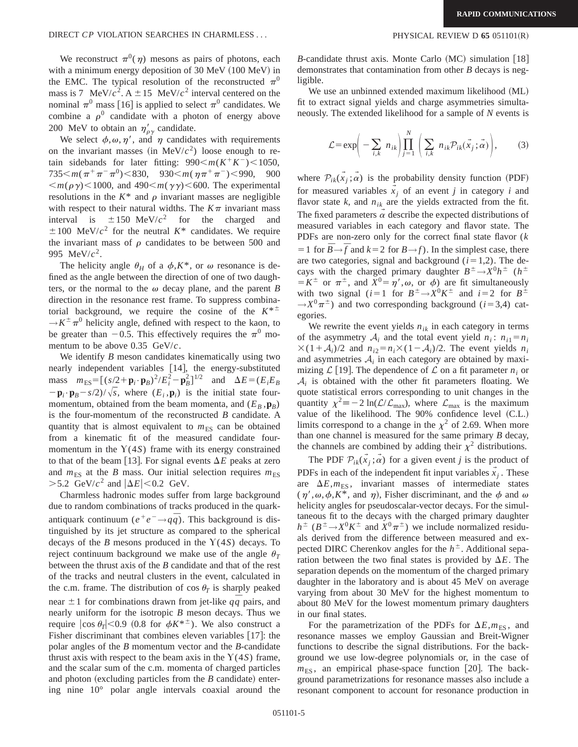We reconstruct $\pi^0(\eta)$ mesons as pairs of photons, each with a minimum energy deposition of 30 MeV (100 MeV) in the EMC. The typical resolution of the reconstructed $\pi^0$ mass is 7 MeV/$c^2$. A $\pm 15$ MeV/$c^2$ interval centered on the nominal $\pi^0$ mass [16] is applied to select $\pi^0$ candidates. We combine a $\rho^0$ candidate with a photon of energy above 200 MeV to obtain an $\eta'_{\rho\gamma}$ candidate.

We select $\phi,\omega,\eta'$, and $\eta$ candidates with requirements on the invariant masses (in MeV/$c^2$) loose enough to retain sidebands for later fitting: $990 < m(K^+K^-) < 1050$, $735 < m(\pi^+\pi^-\pi^0) < 830$, $930 < m(\eta\pi^+\pi^-) < 990$, $900 < m(\rho\gamma) < 1000$, and $490 < m(\gamma\gamma) < 600$. The experimental resolutions in the $K^*$ and $\rho$ invariant masses are negligible with respect to their natural widths. The $K\pi$ invariant mass interval is $\pm 150$ MeV/$c^2$ for the charged and $\pm 100$ MeV/$c^2$ for the neutral $K^*$ candidates. We require the invariant mass of $\rho$ candidates to be between 500 and 995 MeV/$c^2$.

The helicity angle $\theta_H$ of a $\phi,K^*$, or $\omega$ resonance is defined as the angle between the direction of one of two daughters, or the normal to the $\omega$ decay plane, and the parent $B$ direction in the resonance rest frame. To suppress combinatorial background, we require the cosine of the $K^{*\pm} \to K^\pm\pi^0$ helicity angle, defined with respect to the kaon, to be greater than $-0.5$. This effectively requires the $\pi^0$ momentum to be above 0.35 GeV/$c$.

We identify $B$ meson candidates kinematically using two nearly independent variables [14], the energy-substituted mass $m_{\rm ES} = [(s/2 + \mathbf{p}_i\cdot\mathbf{p}_B)^2/E_i^2 - \mathbf{p}_B^2]^{1/2}$ and $\Delta E = (E_iE_B - \mathbf{p}_i\cdot\mathbf{p}_B - s/2)/\sqrt{s}$, where $(E_i,\mathbf{p}_i)$ is the initial state four-momentum, obtained from the beam momenta, and $(E_B,\mathbf{p}_B)$ is the four-momentum of the reconstructed $B$ candidate. A quantity that is almost equivalent to $m_{\rm ES}$ can be obtained from a kinematic fit of the measured candidate four-momentum in the $\Upsilon(4S)$ frame with its energy constrained to that of the beam [13]. For signal events $\Delta E$ peaks at zero and $m_{\rm ES}$ at the $B$ mass. Our initial selection requires $m_{\rm ES} > 5.2$ GeV/$c^2$ and $|\Delta E| < 0.2$ GeV.

Charmless hadronic modes suffer from large background due to random combinations of tracks produced in the quark-antiquark continuum ($e^+e^- \to q\bar{q}$). This background is distinguished by its jet structure as compared to the spherical decays of the $B$ mesons produced in the $\Upsilon(4S)$ decays. To reject continuum background we make use of the angle $\theta_T$ between the thrust axis of the $B$ candidate and that of the rest of the tracks and neutral clusters in the event, calculated in the c.m. frame. The distribution of $\cos\theta_T$ is sharply peaked near $\pm 1$ for combinations drawn from jet-like $q\bar{q}$ pairs, and nearly uniform for the isotropic $B$ meson decays. Thus we require $|\cos\theta_T| < 0.9$ (0.8 for $\phi K^{*\pm}$). We also construct a Fisher discriminant that combines eleven variables [17]: the polar angles of the $B$ momentum vector and the $B$-candidate thrust axis with respect to the beam axis in the $\Upsilon(4S)$ frame, and the scalar sum of the c.m. momenta of charged particles and photon (excluding particles from the $B$ candidate) entering nine 10° polar angle intervals coaxial around the $B$-candidate thrust axis. Monte Carlo (MC) simulation [18] demonstrates that contamination from other $B$ decays is negligible.

We use an unbinned extended maximum likelihood (ML) fit to extract signal yields and charge asymmetries simultaneously. The extended likelihood for a sample of $N$ events is

$$\mathcal{L} = \exp\left(-\sum_{i,k} n_{ik}\right)\prod_{j=1}^{N}\left(\sum_{i,k} n_{ik}\mathcal{P}_{ik}(\vec{x}_j;\vec{\alpha})\right), \qquad (3)$$

where $\mathcal{P}_{ik}(\vec{x}_j;\vec{\alpha})$ is the probability density function (PDF) for measured variables $\vec{x}_j$ of an event $j$ in category $i$ and flavor state $k$, and $n_{ik}$ are the yields extracted from the fit. The fixed parameters $\vec{\alpha}$ describe the expected distributions of measured variables in each category and flavor state. The PDFs are non-zero only for the correct final state flavor ($k=1$ for $\bar{B}\to\bar{f}$ and $k=2$ for $B\to f$). In the simplest case, there are two categories, signal and background ($i=1,2$). The decays with the charged primary daughter $B^\pm \to X^0h^\pm$ ($h^\pm = K^\pm$ or $\pi^\pm$, and $X^0 = \eta',\omega$, or $\phi$) are fit simultaneously with two signal ($i=1$ for $B^\pm\to X^0K^\pm$ and $i=2$ for $B^\pm \to X^0\pi^\pm$) and two corresponding background ($i=3,4$) categories.

We rewrite the event yields $n_{ik}$ in each category in terms of the asymmetry $\mathcal{A}_i$ and the total event yield $n_i$: $n_{i1} = n_i \times (1+\mathcal{A}_i)/2$ and $n_{i2} = n_i \times (1-\mathcal{A}_i)/2$. The event yields $n_i$ and asymmetries $\mathcal{A}_i$ in each category are obtained by maximizing $\mathcal{L}$ [19]. The dependence of $\mathcal{L}$ on a fit parameter $n_i$ or $\mathcal{A}_i$ is obtained with the other fit parameters floating. We quote statistical errors corresponding to unit changes in the quantity $\chi^2 \equiv -2\ln(\mathcal{L}/\mathcal{L}_{\rm max})$, where $\mathcal{L}_{\rm max}$ is the maximum value of the likelihood. The 90% confidence level (C.L.) limits correspond to a change in the $\chi^2$ of 2.69. When more than one channel is measured for the same primary $B$ decay, the channels are combined by adding their $\chi^2$ distributions.

The PDF $\mathcal{P}_{ik}(\vec{x}_j;\vec{\alpha})$ for a given event $j$ is the product of PDFs in each of the independent fit input variables $\vec{x}_j$. These are $\Delta E, m_{\rm ES}$, invariant masses of intermediate states ($\eta',\omega,\phi,K^*$, and $\eta$), Fisher discriminant, and the $\phi$ and $\omega$ helicity angles for pseudoscalar-vector decays. For the simultaneous fit to the decays with the charged primary daughter $h^\pm$ ($B^\pm\to X^0K^\pm$ and $X^0\pi^\pm$) we include normalized residuals derived from the difference between measured and expected DIRC Cherenkov angles for the $h^\pm$. Additional separation between the two final states is provided by $\Delta E$. The separation depends on the momentum of the charged primary daughter in the laboratory and is about 45 MeV on average varying from about 30 MeV for the highest momentum to about 80 MeV for the lowest momentum primary daughters in our final states.

For the parametrization of the PDFs for $\Delta E, m_{\rm ES}$, and resonance masses we employ Gaussian and Breit-Wigner functions to describe the signal distributions. For the background we use low-degree polynomials or, in the case of $m_{\rm ES}$, an empirical phase-space function [20]. The background parametrizations for resonance masses also include a resonant component to account for resonance production in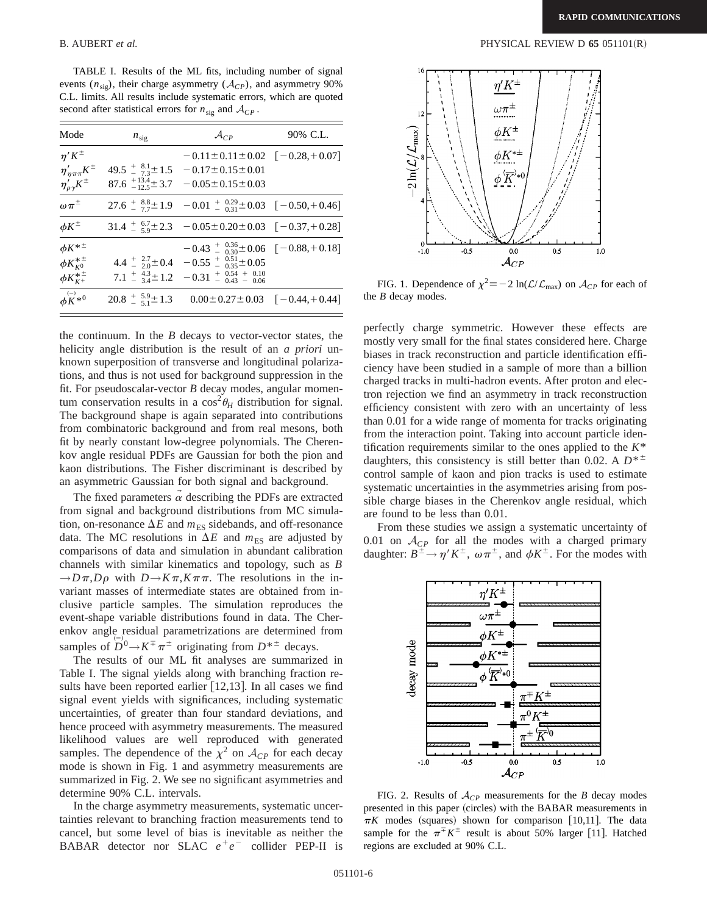TABLE I. Results of the ML fits, including number of signal events ($n_{\rm sig}$), their charge asymmetry ($\mathcal{A}_{CP}$), and asymmetry 90% C.L. limits. All results include systematic errors, which are quoted second after statistical errors for $n_{\rm sig}$ and $\mathcal{A}_{CP}$.

| Mode | $n_{\rm sig}$ | $\mathcal{A}_{CP}$ | 90% C.L. |
|---|---|---|---|
| $\eta' K^{\pm}$ | | $-0.11 \pm 0.11 \pm 0.02$ | $[-0.28,+0.07]$ |
| $\eta'_{\eta\pi\pi} K^{\pm}$ | $49.5\,^{+\,8.1}_{-\,7.3} \pm 1.5$ | $-0.17 \pm 0.15 \pm 0.01$ | |
| $\eta'_{\rho\gamma} K^{\pm}$ | $87.6\,^{+13.4}_{-12.5} \pm 3.7$ | $-0.05 \pm 0.15 \pm 0.03$ | |
| $\omega \pi^{\pm}$ | $27.6\,^{+\,8.8}_{-\,7.7} \pm 1.9$ | $-0.01\,^{+\,0.29}_{-\,0.31} \pm 0.03$ | $[-0.50,+0.46]$ |
| $\phi K^{\pm}$ | $31.4\,^{+\,6.7}_{-\,5.9} \pm 2.3$ | $-0.05 \pm 0.20 \pm 0.03$ | $[-0.37,+0.28]$ |
| $\phi K^{*\pm}$ | | $-0.43\,^{+\,0.36}_{-\,0.30} \pm 0.06$ | $[-0.88,+0.18]$ |
| $\phi K^{*\pm}_{K^0}$ | $4.4\,^{+\,2.7}_{-\,2.0} \pm 0.4$ | $-0.55\,^{+\,0.51}_{-\,0.35} \pm 0.05$ | |
| $\phi K^{*\pm}_{K^+}$ | $7.1\,^{+\,4.3}_{-\,3.4} \pm 1.2$ | $-0.31\,^{+\,0.54}_{-\,0.43}\,^{+\,0.10}_{-\,0.06}$ | |
| $\phi \overset{(-)}{K}{}^{*0}$ | $20.8\,^{+\,5.9}_{-\,5.1} \pm 1.3$ | $0.00 \pm 0.27 \pm 0.03$ | $[-0.44,+0.44]$ |

the continuum. In the $B$ decays to vector-vector states, the helicity angle distribution is the result of an *a priori* unknown superposition of transverse and longitudinal polarizations, and thus is not used for background suppression in the fit. For pseudoscalar-vector $B$ decay modes, angular momentum conservation results in a $\cos^2\theta_H$ distribution for signal. The background shape is again separated into contributions from combinatoric background and from real mesons, both fit by nearly constant low-degree polynomials. The Cherenkov angle residual PDFs are Gaussian for both the pion and kaon distributions. The Fisher discriminant is described by an asymmetric Gaussian for both signal and background.

The fixed parameters $\vec{\alpha}$ describing the PDFs are extracted from signal and background distributions from MC simulation, on-resonance $\Delta E$ and $m_{\rm ES}$ sidebands, and off-resonance data. The MC resolutions in $\Delta E$ and $m_{\rm ES}$ are adjusted by comparisons of data and simulation in abundant calibration channels with similar kinematics and topology, such as $B \to D\pi, D\rho$ with $D \to K\pi, K\pi\pi$. The resolutions in the invariant masses of intermediate states are obtained from inclusive particle samples. The simulation reproduces the event-shape variable distributions found in data. The Cherenkov angle residual parametrizations are determined from samples of $\overset{(-)}{D}{}^0 \to K^{\mp}\pi^{\pm}$ originating from $D^{*\pm}$ decays.

The results of our ML fit analyses are summarized in Table I. The signal yields along with branching fraction results have been reported earlier [12,13]. In all cases we find signal event yields with significances, including systematic uncertainties, of greater than four standard deviations, and hence proceed with asymmetry measurements. The measured likelihood values are well reproduced with generated samples. The dependence of the $\chi^2$ on $\mathcal{A}_{CP}$ for each decay mode is shown in Fig. 1 and asymmetry measurements are summarized in Fig. 2. We see no significant asymmetries and determine 90% C.L. intervals.

In the charge asymmetry measurements, systematic uncertainties relevant to branching fraction measurements tend to cancel, but some level of bias is inevitable as neither the BABAR detector nor SLAC $e^+e^-$ collider PEP-II is perfectly charge symmetric. However these effects are mostly very small for the final states considered here. Charge biases in track reconstruction and particle identification efficiency have been studied in a sample of more than a billion charged tracks in multi-hadron events. After proton and electron rejection we find an asymmetry in track reconstruction efficiency consistent with zero with an uncertainty of less than 0.01 for a wide range of momenta for tracks originating from the interaction point. Taking into account particle identification requirements similar to the ones applied to the $K^*$ daughters, this consistency is still better than 0.02. A $D^{*\pm}$ control sample of kaon and pion tracks is used to estimate systematic uncertainties in the asymmetries arising from possible charge biases in the Cherenkov angle residual, which are found to be less than 0.01.

From these studies we assign a systematic uncertainty of 0.01 on $\mathcal{A}_{CP}$ for all the modes with a charged primary daughter: $B^{\pm} \to \eta' K^{\pm}$, $\omega\pi^{\pm}$, and $\phi K^{\pm}$. For the modes with

FIG. 1. Dependence of $\chi^2 \equiv -2\ln(\mathcal{L}/\mathcal{L}_{\rm max})$ on $\mathcal{A}_{CP}$ for each of the $B$ decay modes.

FIG. 2. Results of $\mathcal{A}_{CP}$ measurements for the $B$ decay modes presented in this paper (circles) with the BABAR measurements in $\pi K$ modes (squares) shown for comparison [10,11]. The data sample for the $\pi^{\mp}K^{\pm}$ result is about 50% larger [11]. Hatched regions are excluded at 90% C.L.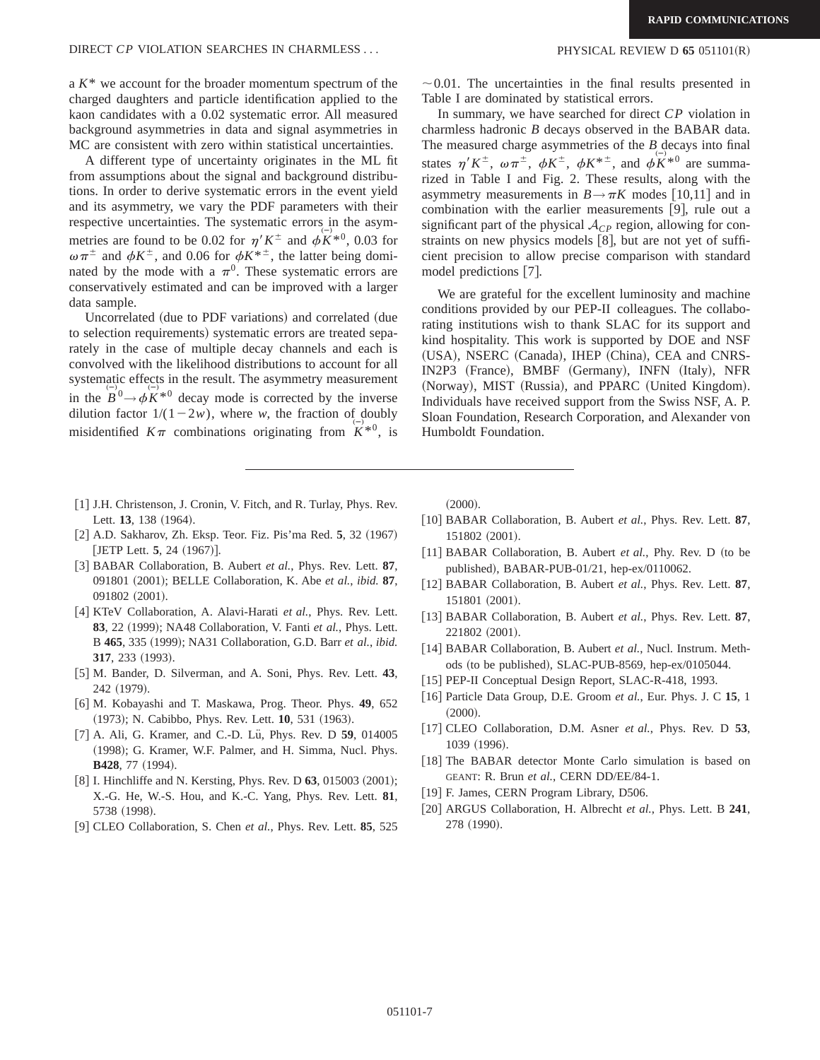a $K^*$ we account for the broader momentum spectrum of the charged daughters and particle identification applied to the kaon candidates with a 0.02 systematic error. All measured background asymmetries in data and signal asymmetries in MC are consistent with zero within statistical uncertainties.

A different type of uncertainty originates in the ML fit from assumptions about the signal and background distributions. In order to derive systematic errors in the event yield and its asymmetry, we vary the PDF parameters with their respective uncertainties. The systematic errors in the asymmetries are found to be 0.02 for $\eta' K^\pm$ and $\phi \overset{(-)}{K}{}^{*0}$, 0.03 for $\omega\pi^\pm$ and $\phi K^\pm$, and 0.06 for $\phi K^{*\pm}$, the latter being dominated by the mode with a $\pi^0$. These systematic errors are conservatively estimated and can be improved with a larger data sample.

Uncorrelated (due to PDF variations) and correlated (due to selection requirements) systematic errors are treated separately in the case of multiple decay channels and each is convolved with the likelihood distributions to account for all systematic effects in the result. The asymmetry measurement in the $\overset{(-)}{B}{}^0 \to \phi \overset{(-)}{K}{}^{*0}$ decay mode is corrected by the inverse dilution factor $1/(1-2w)$, where $w$, the fraction of doubly misidentified $K\pi$ combinations originating from $\overset{(-)}{K}{}^{*0}$, is $\sim 0.01$. The uncertainties in the final results presented in Table I are dominated by statistical errors.

In summary, we have searched for direct $CP$ violation in charmless hadronic $B$ decays observed in the BABAR data. The measured charge asymmetries of the $B$ decays into final states $\eta' K^\pm$, $\omega\pi^\pm$, $\phi K^\pm$, $\phi K^{*\pm}$, and $\phi \overset{(-)}{K}{}^{*0}$ are summarized in Table I and Fig. 2. These results, along with the asymmetry measurements in $B \to \pi K$ modes [10,11] and in combination with the earlier measurements [9], rule out a significant part of the physical $\mathcal{A}_{CP}$ region, allowing for constraints on new physics models [8], but are not yet of sufficient precision to allow precise comparison with standard model predictions [7].

We are grateful for the excellent luminosity and machine conditions provided by our PEP-II colleagues. The collaborating institutions wish to thank SLAC for its support and kind hospitality. This work is supported by DOE and NSF (USA), NSERC (Canada), IHEP (China), CEA and CNRS-IN2P3 (France), BMBF (Germany), INFN (Italy), NFR (Norway), MIST (Russia), and PPARC (United Kingdom). Individuals have received support from the Swiss NSF, A. P. Sloan Foundation, Research Corporation, and Alexander von Humboldt Foundation.

---

[1] J.H. Christenson, J. Cronin, V. Fitch, and R. Turlay, Phys. Rev. Lett. **13**, 138 (1964).

[2] A.D. Sakharov, Zh. Eksp. Teor. Fiz. Pis'ma Red. **5**, 32 (1967) [JETP Lett. **5**, 24 (1967)].

[3] BABAR Collaboration, B. Aubert *et al.*, Phys. Rev. Lett. **87**, 091801 (2001); BELLE Collaboration, K. Abe *et al.*, *ibid.* **87**, 091802 (2001).

[4] KTeV Collaboration, A. Alavi-Harati *et al.*, Phys. Rev. Lett. **83**, 22 (1999); NA48 Collaboration, V. Fanti *et al.*, Phys. Lett. B **465**, 335 (1999); NA31 Collaboration, G.D. Barr *et al.*, *ibid.* **317**, 233 (1993).

[5] M. Bander, D. Silverman, and A. Soni, Phys. Rev. Lett. **43**, 242 (1979).

[6] M. Kobayashi and T. Maskawa, Prog. Theor. Phys. **49**, 652 (1973); N. Cabibbo, Phys. Rev. Lett. **10**, 531 (1963).

[7] A. Ali, G. Kramer, and C.-D. Lü, Phys. Rev. D **59**, 014005 (1998); G. Kramer, W.F. Palmer, and H. Simma, Nucl. Phys. **B428**, 77 (1994).

[8] I. Hinchliffe and N. Kersting, Phys. Rev. D **63**, 015003 (2001); X.-G. He, W.-S. Hou, and K.-C. Yang, Phys. Rev. Lett. **81**, 5738 (1998).

[9] CLEO Collaboration, S. Chen *et al.*, Phys. Rev. Lett. **85**, 525 (2000).

[10] BABAR Collaboration, B. Aubert *et al.*, Phys. Rev. Lett. **87**, 151802 (2001).

[11] BABAR Collaboration, B. Aubert *et al.*, Phy. Rev. D (to be published), BABAR-PUB-01/21, hep-ex/0110062.

[12] BABAR Collaboration, B. Aubert *et al.*, Phys. Rev. Lett. **87**, 151801 (2001).

[13] BABAR Collaboration, B. Aubert *et al.*, Phys. Rev. Lett. **87**, 221802 (2001).

[14] BABAR Collaboration, B. Aubert *et al.*, Nucl. Instrum. Methods (to be published), SLAC-PUB-8569, hep-ex/0105044.

[15] PEP-II Conceptual Design Report, SLAC-R-418, 1993.

[16] Particle Data Group, D.E. Groom *et al.*, Eur. Phys. J. C **15**, 1 (2000).

[17] CLEO Collaboration, D.M. Asner *et al.*, Phys. Rev. D **53**, 1039 (1996).

[18] The BABAR detector Monte Carlo simulation is based on GEANT: R. Brun *et al.*, CERN DD/EE/84-1.

[19] F. James, CERN Program Library, D506.

[20] ARGUS Collaboration, H. Albrecht *et al.*, Phys. Lett. B **241**, 278 (1990).